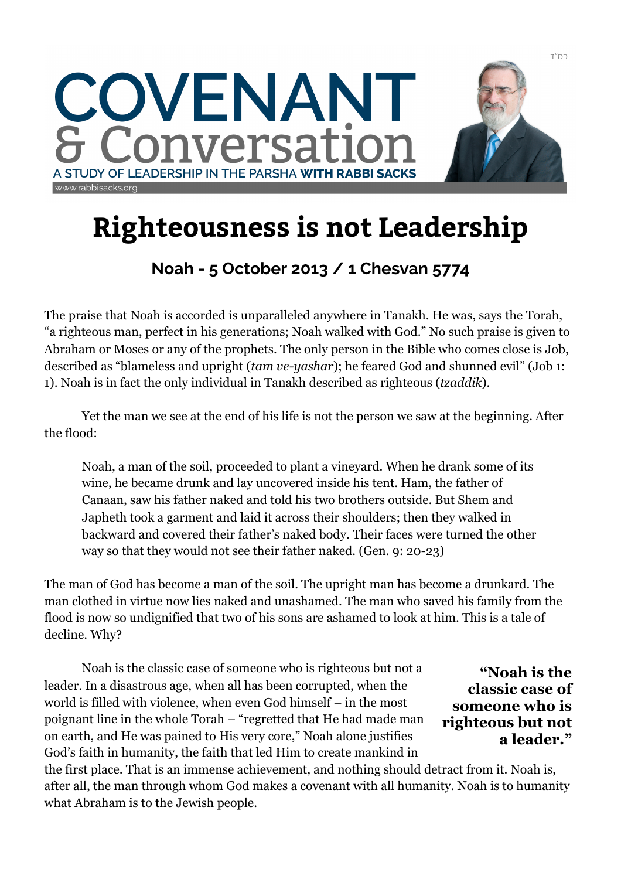בס"ד

# COVENANT & Conversation

A STUDY OF LEADERSHIP IN THE PARSHA **WITH RABBI SACKS**

www.rabbisacks.org

# Righteousness is not Leadership

## Noah - 5 October 2013 / 1 Chesvan 5774

The praise that Noah is accorded is unparalleled anywhere in Tanakh. He was, says the Torah, "a righteous man, perfect in his generations; Noah walked with God." No such praise is given to Abraham or Moses or any of the prophets. The only person in the Bible who comes close is Job, described as "blameless and upright (*tam ve-yashar*); he feared God and shunned evil" (Job 1: 1). Noah is in fact the only individual in Tanakh described as righteous (*tzaddik*).

Yet the man we see at the end of his life is not the person we saw at the beginning. After the flood:

> Noah, a man of the soil, proceeded to plant a vineyard. When he drank some of its wine, he became drunk and lay uncovered inside his tent. Ham, the father of Canaan, saw his father naked and told his two brothers outside. But Shem and Japheth took a garment and laid it across their shoulders; then they walked in backward and covered their father's naked body. Their faces were turned the other way so that they would not see their father naked. (Gen. 9: 20-23)

The man of God has become a man of the soil. The upright man has become a drunkard. The man clothed in virtue now lies naked and unashamed. The man who saved his family from the flood is now so undignified that two of his sons are ashamed to look at him. This is a tale of decline. Why?

**"Noah is the classic case of someone who is righteous but not a leader."**

Noah is the classic case of someone who is righteous but not a leader. In a disastrous age, when all has been corrupted, when the world is filled with violence, when even God himself – in the most poignant line in the whole Torah – "regretted that He had made man on earth, and He was pained to His very core," Noah alone justifies God's faith in humanity, the faith that led Him to create mankind in the first place. That is an immense achievement, and nothing should detract from it. Noah is, after all, the man through whom God makes a covenant with all humanity. Noah is to humanity what Abraham is to the Jewish people.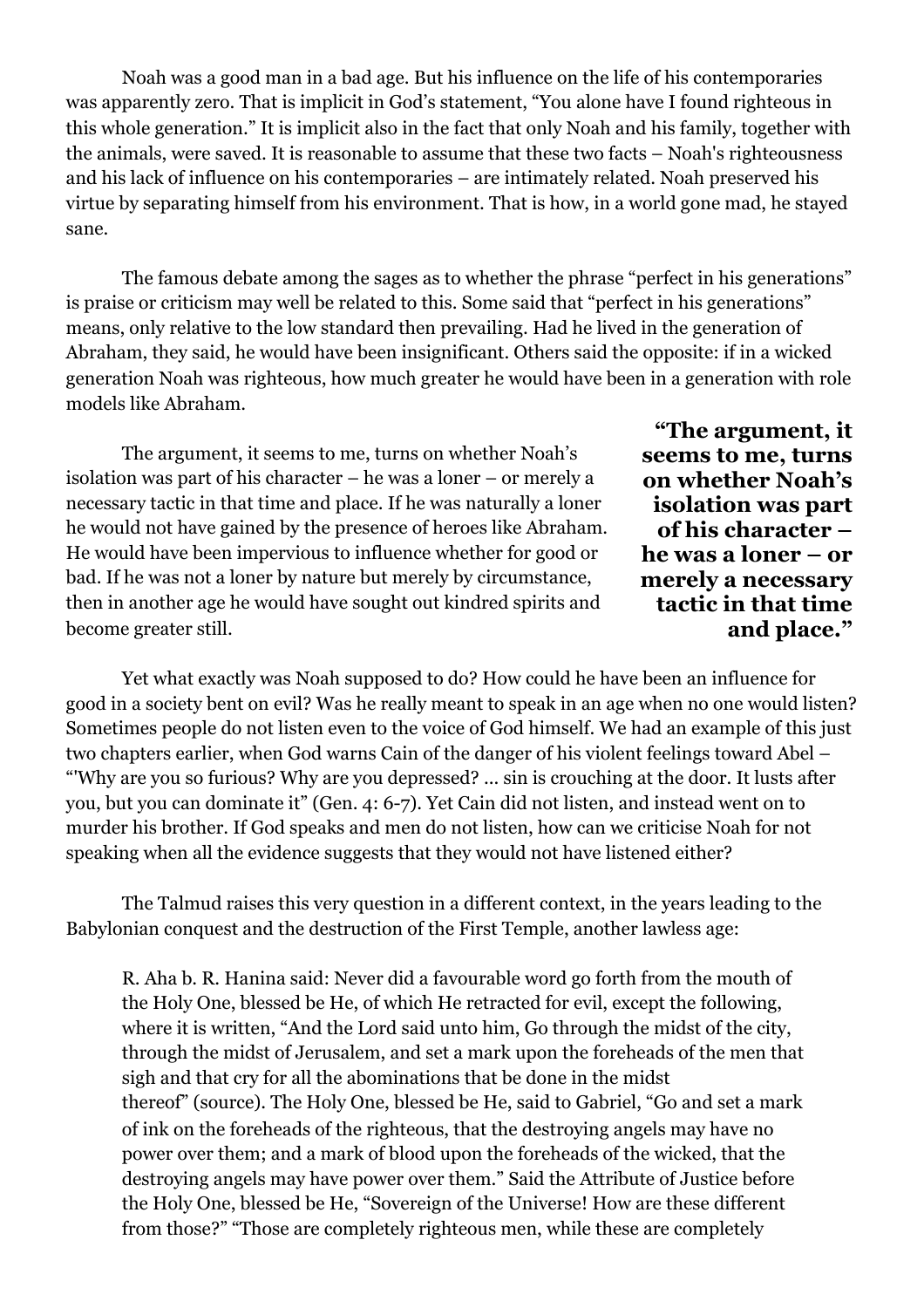Noah was a good man in a bad age. But his influence on the life of his contemporaries was apparently zero. That is implicit in God's statement, "You alone have I found righteous in this whole generation." It is implicit also in the fact that only Noah and his family, together with the animals, were saved. It is reasonable to assume that these two facts – Noah's righteousness and his lack of influence on his contemporaries – are intimately related. Noah preserved his virtue by separating himself from his environment. That is how, in a world gone mad, he stayed sane.

The famous debate among the sages as to whether the phrase "perfect in his generations" is praise or criticism may well be related to this. Some said that "perfect in his generations" means, only relative to the low standard then prevailing. Had he lived in the generation of Abraham, they said, he would have been insignificant. Others said the opposite: if in a wicked generation Noah was righteous, how much greater he would have been in a generation with role models like Abraham.

The argument, it seems to me, turns on whether Noah's isolation was part of his character – he was a loner – or merely a necessary tactic in that time and place. If he was naturally a loner he would not have gained by the presence of heroes like Abraham. He would have been impervious to influence whether for good or bad. If he was not a loner by nature but merely by circumstance, then in another age he would have sought out kindred spirits and become greater still.

> **"The argument, it seems to me, turns on whether Noah's isolation was part of his character – he was a loner – or merely a necessary tactic in that time and place."**

Yet what exactly was Noah supposed to do? How could he have been an influence for good in a society bent on evil? Was he really meant to speak in an age when no one would listen? Sometimes people do not listen even to the voice of God himself. We had an example of this just two chapters earlier, when God warns Cain of the danger of his violent feelings toward Abel – "'Why are you so furious? Why are you depressed? ... sin is crouching at the door. It lusts after you, but you can dominate it" (Gen. 4: 6-7). Yet Cain did not listen, and instead went on to murder his brother. If God speaks and men do not listen, how can we criticise Noah for not speaking when all the evidence suggests that they would not have listened either?

The Talmud raises this very question in a different context, in the years leading to the Babylonian conquest and the destruction of the First Temple, another lawless age:

> R. Aha b. R. Hanina said: Never did a favourable word go forth from the mouth of the Holy One, blessed be He, of which He retracted for evil, except the following, where it is written, "And the Lord said unto him, Go through the midst of the city, through the midst of Jerusalem, and set a mark upon the foreheads of the men that sigh and that cry for all the abominations that be done in the midst thereof" (source). The Holy One, blessed be He, said to Gabriel, "Go and set a mark of ink on the foreheads of the righteous, that the destroying angels may have no power over them; and a mark of blood upon the foreheads of the wicked, that the destroying angels may have power over them." Said the Attribute of Justice before the Holy One, blessed be He, "Sovereign of the Universe! How are these different from those?" "Those are completely righteous men, while these are completely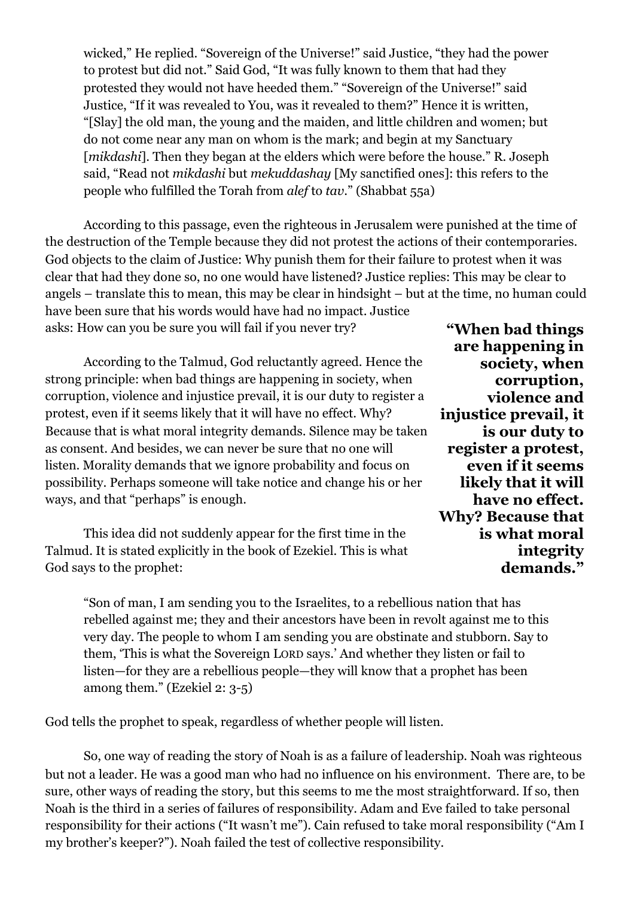wicked," He replied. "Sovereign of the Universe!" said Justice, "they had the power to protest but did not." Said God, "It was fully known to them that had they protested they would not have heeded them." "Sovereign of the Universe!" said Justice, "If it was revealed to You, was it revealed to them?" Hence it is written, "[Slay] the old man, the young and the maiden, and little children and women; but do not come near any man on whom is the mark; and begin at my Sanctuary [*mikdashi*]. Then they began at the elders which were before the house." R. Joseph said, "Read not *mikdashi* but *mekuddashay* [My sanctified ones]: this refers to the people who fulfilled the Torah from *alef* to *tav*." (Shabbat 55a)

According to this passage, even the righteous in Jerusalem were punished at the time of the destruction of the Temple because they did not protest the actions of their contemporaries. God objects to the claim of Justice: Why punish them for their failure to protest when it was clear that had they done so, no one would have listened? Justice replies: This may be clear to angels – translate this to mean, this may be clear in hindsight – but at the time, no human could have been sure that his words would have had no impact. Justice asks: How can you be sure you will fail if you never try?

According to the Talmud, God reluctantly agreed. Hence the strong principle: when bad things are happening in society, when corruption, violence and injustice prevail, it is our duty to register a protest, even if it seems likely that it will have no effect. Why? Because that is what moral integrity demands. Silence may be taken as consent. And besides, we can never be sure that no one will listen. Morality demands that we ignore probability and focus on possibility. Perhaps someone will take notice and change his or her ways, and that "perhaps" is enough.

**"When bad things are happening in society, when corruption, violence and injustice prevail, it is our duty to register a protest, even if it seems likely that it will have no effect. Why? Because that is what moral integrity demands."**

This idea did not suddenly appear for the first time in the Talmud. It is stated explicitly in the book of Ezekiel. This is what God says to the prophet:

> "Son of man, I am sending you to the Israelites, to a rebellious nation that has rebelled against me; they and their ancestors have been in revolt against me to this very day. The people to whom I am sending you are obstinate and stubborn. Say to them, 'This is what the Sovereign LORD says.' And whether they listen or fail to listen—for they are a rebellious people—they will know that a prophet has been among them." (Ezekiel 2: 3-5)

God tells the prophet to speak, regardless of whether people will listen.

So, one way of reading the story of Noah is as a failure of leadership. Noah was righteous but not a leader. He was a good man who had no influence on his environment. There are, to be sure, other ways of reading the story, but this seems to me the most straightforward. If so, then Noah is the third in a series of failures of responsibility. Adam and Eve failed to take personal responsibility for their actions ("It wasn't me"). Cain refused to take moral responsibility ("Am I my brother's keeper?"). Noah failed the test of collective responsibility.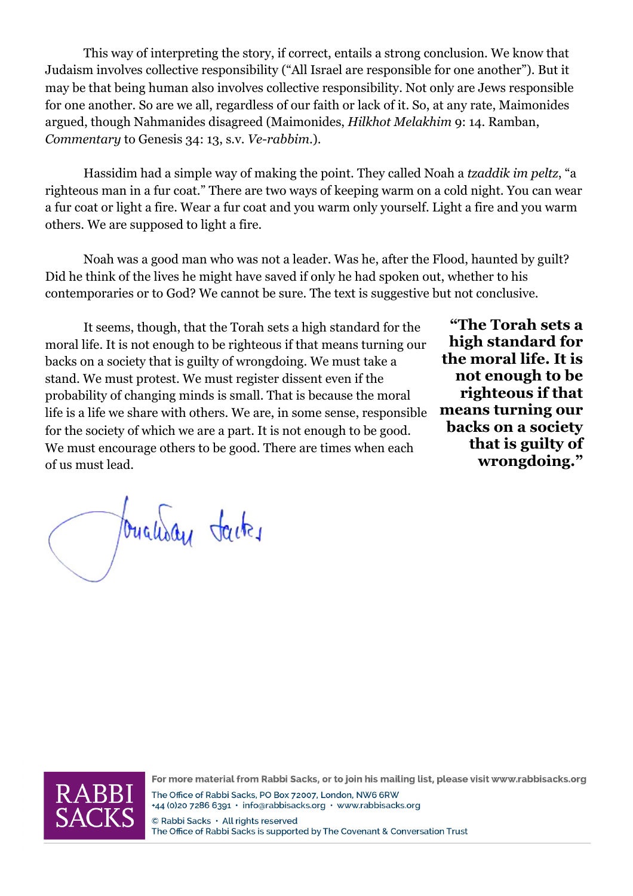This way of interpreting the story, if correct, entails a strong conclusion. We know that Judaism involves collective responsibility ("All Israel are responsible for one another"). But it may be that being human also involves collective responsibility. Not only are Jews responsible for one another. So are we all, regardless of our faith or lack of it. So, at any rate, Maimonides argued, though Nahmanides disagreed (Maimonides, *Hilkhot Melakhim* 9: 14. Ramban, *Commentary* to Genesis 34: 13, s.v. *Ve-rabbim*.).

Hassidim had a simple way of making the point. They called Noah a *tzaddik im peltz*, "a righteous man in a fur coat." There are two ways of keeping warm on a cold night. You can wear a fur coat or light a fire. Wear a fur coat and you warm only yourself. Light a fire and you warm others. We are supposed to light a fire.

Noah was a good man who was not a leader. Was he, after the Flood, haunted by guilt? Did he think of the lives he might have saved if only he had spoken out, whether to his contemporaries or to God? We cannot be sure. The text is suggestive but not conclusive.

It seems, though, that the Torah sets a high standard for the moral life. It is not enough to be righteous if that means turning our backs on a society that is guilty of wrongdoing. We must take a stand. We must protest. We must register dissent even if the probability of changing minds is small. That is because the moral life is a life we share with others. We are, in some sense, responsible for the society of which we are a part. It is not enough to be good. We must encourage others to be good. There are times when each of us must lead.

**"The Torah sets a high standard for the moral life. It is not enough to be righteous if that means turning our backs on a society that is guilty of wrongdoing."**

Jonathan Sacks

For more material from Rabbi Sacks, or to join his mailing list, please visit www.rabbisacks.org

The Office of Rabbi Sacks, PO Box 72007, London, NW6 6RW
+44 (0)20 7286 6391 • info@rabbisacks.org • www.rabbisacks.org

© Rabbi Sacks • All rights reserved
The Office of Rabbi Sacks is supported by The Covenant & Conversation Trust